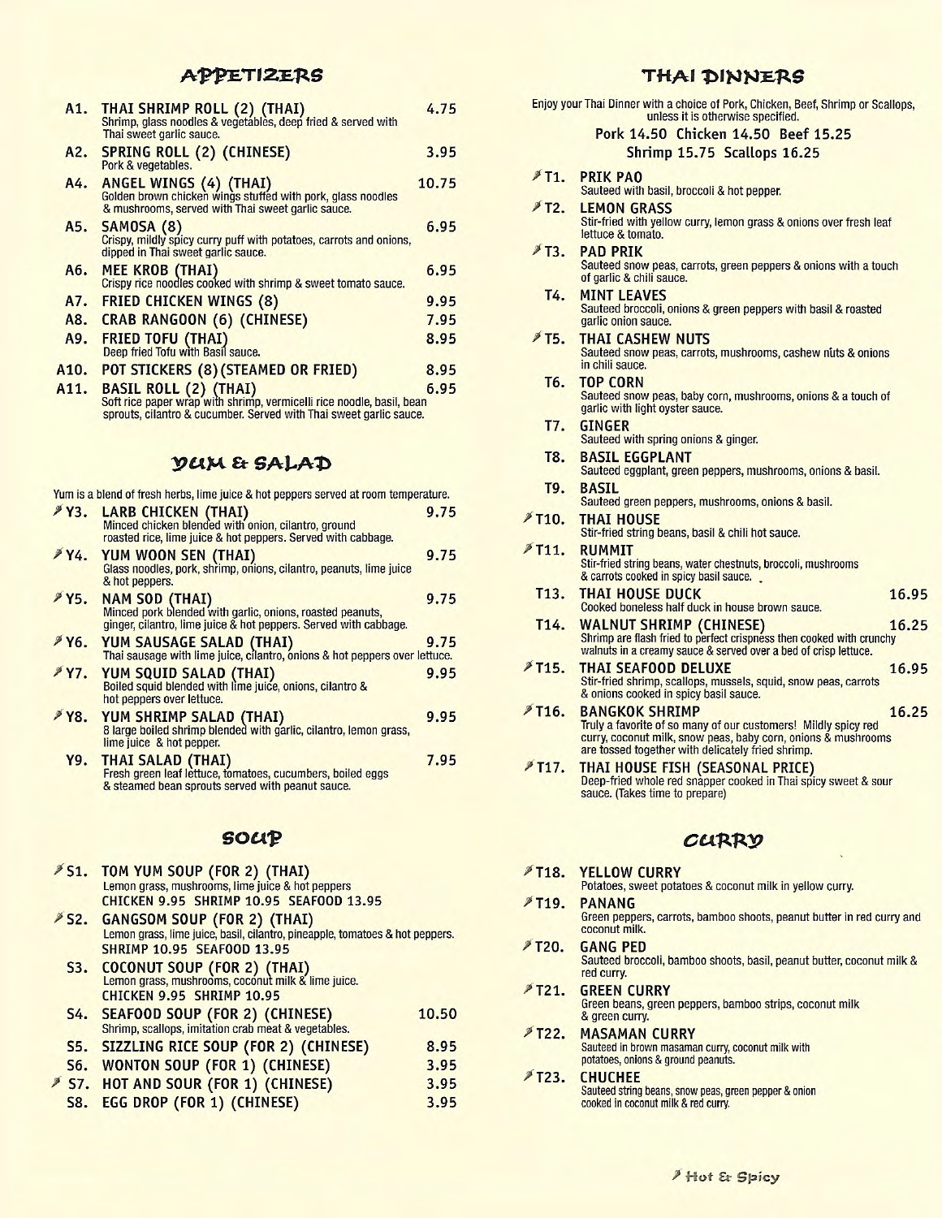## APPETIZERS

**A1. THAI SHRIMP ROLL (2) (THAI)** 4.75
Shrimp, glass noodles & vegetables, deep fried & served with Thai sweet garlic sauce.

**A2. SPRING ROLL (2) (CHINESE)** 3.95
Pork & vegetables.

**A4. ANGEL WINGS (4) (THAI)** 10.75
Golden brown chicken wings stuffed with pork, glass noodles & mushrooms, served with Thai sweet garlic sauce.

**A5. SAMOSA (8)** 6.95
Crispy, mildly spicy curry puff with potatoes, carrots and onions, dipped in Thai sweet garlic sauce.

**A6. MEE KROB (THAI)** 6.95
Crispy rice noodles cooked with shrimp & sweet tomato sauce.

**A7. FRIED CHICKEN WINGS (8)** 9.95

**A8. CRAB RANGOON (6) (CHINESE)** 7.95

**A9. FRIED TOFU (THAI)** 8.95
Deep fried Tofu with Basil sauce.

**A10. POT STICKERS (8) (STEAMED OR FRIED)** 8.95

**A11. BASIL ROLL (2) (THAI)** 6.95
Soft rice paper wrap with shrimp, vermicelli rice noodle, basil, bean sprouts, cilantro & cucumber. Served with Thai sweet garlic sauce.

## YUM & SALAD

Yum is a blend of fresh herbs, lime juice & hot peppers served at room temperature.

**Y3. LARB CHICKEN (THAI)** 9.75
Minced chicken blended with onion, cilantro, ground roasted rice, lime juice & hot peppers. Served with cabbage.

**Y4. YUM WOON SEN (THAI)** 9.75
Glass noodles, pork, shrimp, onions, cilantro, peanuts, lime juice & hot peppers.

**Y5. NAM SOD (THAI)** 9.75
Minced pork blended with garlic, onions, roasted peanuts, ginger, cilantro, lime juice & hot peppers. Served with cabbage.

**Y6. YUM SAUSAGE SALAD (THAI)** 9.75
Thai sausage with lime juice, cilantro, onions & hot peppers over lettuce.

**Y7. YUM SQUID SALAD (THAI)** 9.95
Boiled squid blended with lime juice, onions, cilantro & hot peppers over lettuce.

**Y8. YUM SHRIMP SALAD (THAI)** 9.95
8 large boiled shrimp blended with garlic, cilantro, lemon grass, lime juice & hot pepper.

**Y9. THAI SALAD (THAI)** 7.95
Fresh green leaf lettuce, tomatoes, cucumbers, boiled eggs & steamed bean sprouts served with peanut sauce.

## SOUP

**S1. TOM YUM SOUP (FOR 2) (THAI)**
Lemon grass, mushrooms, lime juice & hot peppers
CHICKEN 9.95 SHRIMP 10.95 SEAFOOD 13.95

**S2. GANGSOM SOUP (FOR 2) (THAI)**
Lemon grass, lime juice, basil, cilantro, pineapple, tomatoes & hot peppers.
SHRIMP 10.95 SEAFOOD 13.95

**S3. COCONUT SOUP (FOR 2) (THAI)**
Lemon grass, mushrooms, coconut milk & lime juice.
CHICKEN 9.95 SHRIMP 10.95

**S4. SEAFOOD SOUP (FOR 2) (CHINESE)** 10.50
Shrimp, scallops, imitation crab meat & vegetables.

**S5. SIZZLING RICE SOUP (FOR 2) (CHINESE)** 8.95

**S6. WONTON SOUP (FOR 1) (CHINESE)** 3.95

**S7. HOT AND SOUR (FOR 1) (CHINESE)** 3.95

**S8. EGG DROP (FOR 1) (CHINESE)** 3.95

## THAI DINNERS

Enjoy your Thai Dinner with a choice of Pork, Chicken, Beef, Shrimp or Scallops, unless it is otherwise specified.

**Pork 14.50 Chicken 14.50 Beef 15.25**
**Shrimp 15.75 Scallops 16.25**

**T1. PRIK PAO**
Sauteed with basil, broccoli & hot pepper.

**T2. LEMON GRASS**
Stir-fried with yellow curry, lemon grass & onions over fresh leaf lettuce & tomato.

**T3. PAD PRIK**
Sauteed snow peas, carrots, green peppers & onions with a touch of garlic & chili sauce.

**T4. MINT LEAVES**
Sauteed broccoli, onions & green peppers with basil & roasted garlic onion sauce.

**T5. THAI CASHEW NUTS**
Sauteed snow peas, carrots, mushrooms, cashew nuts & onions in chili sauce.

**T6. TOP CORN**
Sauteed snow peas, baby corn, mushrooms, onions & a touch of garlic with light oyster sauce.

**T7. GINGER**
Sauteed with spring onions & ginger.

**T8. BASIL EGGPLANT**
Sauteed eggplant, green peppers, mushrooms, onions & basil.

**T9. BASIL**
Sauteed green peppers, mushrooms, onions & basil.

**T10. THAI HOUSE**
Stir-fried string beans, basil & chili hot sauce.

**T11. RUMMIT**
Stir-fried string beans, water chestnuts, broccoli, mushrooms & carrots cooked in spicy basil sauce.

**T13. THAI HOUSE DUCK** 16.95
Cooked boneless half duck in house brown sauce.

**T14. WALNUT SHRIMP (CHINESE)** 16.25
Shrimp are flash fried to perfect crispness then cooked with crunchy walnuts in a creamy sauce & served over a bed of crisp lettuce.

**T15. THAI SEAFOOD DELUXE** 16.95
Stir-fried shrimp, scallops, mussels, squid, snow peas, carrots & onions cooked in spicy basil sauce.

**T16. BANGKOK SHRIMP** 16.25
Truly a favorite of so many of our customers! Mildly spicy red curry, coconut milk, snow peas, baby corn, onions & mushrooms are tossed together with delicately fried shrimp.

**T17. THAI HOUSE FISH (SEASONAL PRICE)**
Deep-fried whole red snapper cooked in Thai spicy sweet & sour sauce. (Takes time to prepare)

## CURRY

**T18. YELLOW CURRY**
Potatoes, sweet potatoes & coconut milk in yellow curry.

**T19. PANANG**
Green peppers, carrots, bamboo shoots, peanut butter in red curry and coconut milk.

**T20. GANG PED**
Sauteed broccoli, bamboo shoots, basil, peanut butter, coconut milk & red curry.

**T21. GREEN CURRY**
Green beans, green peppers, bamboo strips, coconut milk & green curry.

**T22. MASAMAN CURRY**
Sauteed in brown masaman curry, coconut milk with potatoes, onions & ground peanuts.

**T23. CHUCHEE**
Sauteed string beans, snow peas, green pepper & onion cooked in coconut milk & red curry.

Hot & Spicy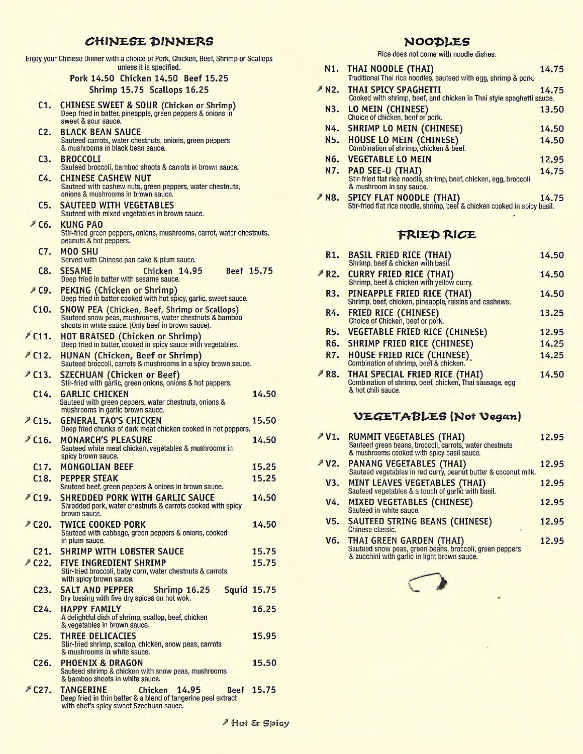## CHINESE DINNERS

Enjoy your Chinese Dinner with a choice of Pork, Chicken, Beef, Shrimp or Scallops unless it is specified.

**Pork 14.50 Chicken 14.50 Beef 15.25**
**Shrimp 15.75 Scallops 16.25**

- **C1. CHINESE SWEET & SOUR (Chicken or Shrimp)**
  Deep fried in batter, pineapple, green peppers & onions in sweet & sour sauce.
- **C2. BLACK BEAN SAUCE**
  Sauteed carrots, water chestnuts, onions, green peppers & mushrooms in black bean sauce.
- **C3. BROCCOLI**
  Sauteed broccoli, bamboo shoots & carrots in brown sauce.
- **C4. CHINESE CASHEW NUT**
  Sauteed with cashew nuts, green peppers, water chestnuts, onions & mushrooms in brown sauce.
- **C5. SAUTEED WITH VEGETABLES**
  Sauteed with mixed vegetables in brown sauce.
- 🌶 **C6. KUNG PAO**
  Stir-fried green peppers, onions, mushrooms, carrot, water chestnuts, peanuts & hot peppers.
- **C7. MOO SHU**
  Served with Chinese pan cake & plum sauce.
- **C8. SESAME** — Chicken 14.95 — Beef 15.75
  Deep fried in batter with sesame sauce.
- 🌶 **C9. PEKING (Chicken or Shrimp)**
  Deep fried in batter cooked with hot spicy, garlic, sweet sauce.
- **C10. SNOW PEA (Chicken, Beef, Shrimp or Scallops)**
  Sauteed snow peas, mushrooms, water chestnuts & bamboo shoots in white sauce. (Only beef in brown sauce).
- 🌶 **C11. HOT BRAISED (Chicken or Shrimp)**
  Deep fried in batter, cooked in spicy sauce with vegetables.
- 🌶 **C12. HUNAN (Chicken, Beef or Shrimp)**
  Sauteed broccoli, carrots & mushrooms in a spicy brown sauce.
- 🌶 **C13. SZECHUAN (Chicken or Beef)**
  Stir-fried with garlic, green onions, onions & hot peppers.
- **C14. GARLIC CHICKEN** — 14.50
  Sauteed with green peppers, water chestnuts, onions & mushrooms in garlic brown sauce.
- 🌶 **C15. GENERAL TAO'S CHICKEN** — 15.50
  Deep fried chunks of dark meat chicken cooked in hot peppers.
- 🌶 **C16. MONARCH'S PLEASURE** — 14.50
  Sauteed white meat chicken, vegetables & mushrooms in spicy brown sauce.
- **C17. MONGOLIAN BEEF** — 15.25
- **C18. PEPPER STEAK** — 15.25
  Sauteed beef, green peppers & onions in brown sauce.
- 🌶 **C19. SHREDDED PORK WITH GARLIC SAUCE** — 14.50
  Shredded pork, water chestnuts & carrots cooked with spicy brown sauce.
- 🌶 **C20. TWICE COOKED PORK** — 14.50
  Sauteed with cabbage, green peppers & onions, cooked in plum sauce.
- **C21. SHRIMP WITH LOBSTER SAUCE** — 15.75
- 🌶 **C22. FIVE INGREDIENT SHRIMP** — 15.75
  Stir-fried broccoli, baby corn, water chestnuts & carrots with spicy brown sauce.
- **C23. SALT AND PEPPER** — Shrimp 16.25 — Squid 15.75
  Dry tossing with five dry spices on hot wok.
- **C24. HAPPY FAMILY** — 16.25
  A delightful dish of shrimp, scallop, beef, chicken & vegetables in brown sauce.
- **C25. THREE DELICACIES** — 15.95
  Stir-fried shrimp, scallop, chicken, snow peas, carrots & mushrooms in white sauce.
- **C26. PHOENIX & DRAGON** — 15.50
  Sauteed shrimp & chicken with snow peas, mushrooms & bamboo shoots in white sauce.
- 🌶 **C27. TANGERINE** — Chicken 14.95 — Beef 15.75
  Deep fried in thin batter & a blend of tangerine peel extract with chef's spicy sweet Szechuan sauce.

## NOODLES

Rice does not come with noodle dishes.

- **N1. THAI NOODLE (THAI)** — 14.75
  Traditional Thai rice noodles, sauteed with egg, shrimp & pork.
- 🌶 **N2. THAI SPICY SPAGHETTI** — 14.75
  Cooked with shrimp, beef, and chicken in Thai style spaghetti sauce.
- **N3. LO MEIN (CHINESE)** — 13.50
  Choice of chicken, beef or pork.
- **N4. SHRIMP LO MEIN (CHINESE)** — 14.50
- **N5. HOUSE LO MEIN (CHINESE)** — 14.50
  Combination of shrimp, chicken & beef.
- **N6. VEGETABLE LO MEIN** — 12.95
- **N7. PAD SEE-U (THAI)** — 14.75
  Stir-fried flat rice noodle, shrimp, beef, chicken, egg, broccoli & mushroom in soy sauce.
- 🌶 **N8. SPICY FLAT NOODLE (THAI)** — 14.75
  Stir-fried flat rice noodle, shrimp, beef & chicken cooked in spicy basil.

## FRIED RICE

- **R1. BASIL FRIED RICE (THAI)** — 14.50
  Shrimp, beef & chicken with basil.
- 🌶 **R2. CURRY FRIED RICE (THAI)** — 14.50
  Shrimp, beef & chicken with yellow curry.
- **R3. PINEAPPLE FRIED RICE (THAI)** — 14.50
  Shrimp, beef, chicken, pineapple, raisins and cashews.
- **R4. FRIED RICE (CHINESE)** — 13.25
  Choice of Chicken, beef or pork.
- **R5. VEGETABLE FRIED RICE (CHINESE)** — 12.95
- **R6. SHRIMP FRIED RICE (CHINESE)** — 14.25
- **R7. HOUSE FRIED RICE (CHINESE)** — 14.25
  Combination of shrimp, beef & chicken.
- 🌶 **R8. THAI SPECIAL FRIED RICE (THAI)** — 14.50
  Combination of shrimp, beef, chicken, Thai sausage, egg & hot chili sauce.

## VEGETABLES (Not Vegan)

- 🌶 **V1. RUMMIT VEGETABLES (THAI)** — 12.95
  Sauteed green beans, broccoli, carrots, water chestnuts & mushrooms cooked with spicy basil sauce.
- 🌶 **V2. PANANG VEGETABLES (THAI)** — 12.95
  Sauteed vegetables in red curry, peanut butter & coconut milk.
- **V3. MINT LEAVES VEGETABLES (THAI)** — 12.95
  Sauteed vegetables & a touch of garlic with basil.
- **V4. MIXED VEGETABLES (CHINESE)** — 12.95
  Sauteed in white sauce.
- **V5. SAUTEED STRING BEANS (CHINESE)** — 12.95
  Chinese classic.
- **V6. THAI GREEN GARDEN (THAI)** — 12.95
  Sauteed snow peas, green beans, broccoli, green peppers & zucchini with garlic in light brown sauce.

🌶 Hot & Spicy